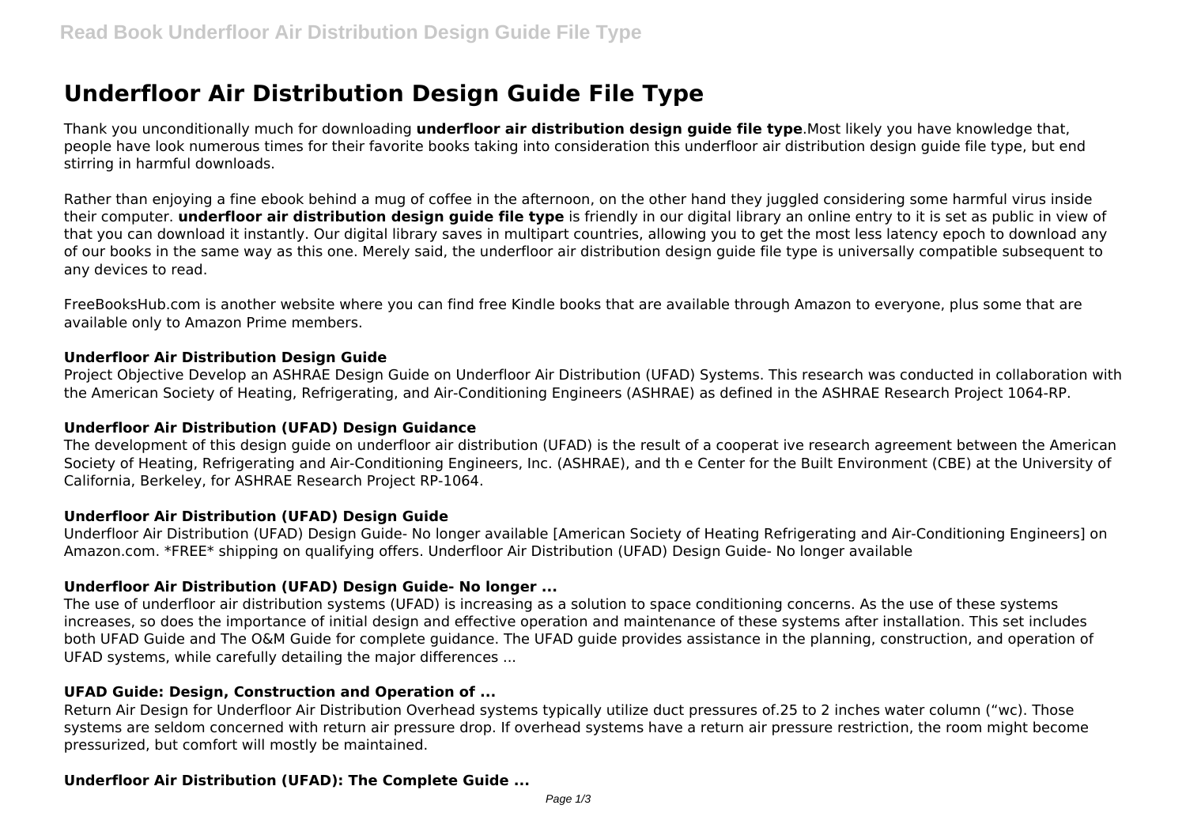# Underfloor Air Distribution Design Guide File Type

Thank you unconditionally much for downloading **underfloor air distribution design guide file type**.Most likely you have knowledge that, people have look numerous times for their favorite books taking into consideration this underfloor air distribution design guide file type, but end stirring in harmful downloads.

Rather than enjoying a fine ebook behind a mug of coffee in the afternoon, on the other hand they juggled considering some harmful virus inside their computer. **underfloor air distribution design guide file type** is friendly in our digital library an online entry to it is set as public in view of that you can download it instantly. Our digital library saves in multipart countries, allowing you to get the most less latency epoch to download any of our books in the same way as this one. Merely said, the underfloor air distribution design guide file type is universally compatible subsequent to any devices to read.

FreeBooksHub.com is another website where you can find free Kindle books that are available through Amazon to everyone, plus some that are available only to Amazon Prime members.

### Underfloor Air Distribution Design Guide

Project Objective Develop an ASHRAE Design Guide on Underfloor Air Distribution (UFAD) Systems. This research was conducted in collaboration with the American Society of Heating, Refrigerating, and Air-Conditioning Engineers (ASHRAE) as defined in the ASHRAE Research Project 1064-RP.

### Underfloor Air Distribution (UFAD) Design Guidance

The development of this design guide on underfloor air distribution (UFAD) is the result of a cooperat ive research agreement between the American Society of Heating, Refrigerating and Air-Conditioning Engineers, Inc. (ASHRAE), and th e Center for the Built Environment (CBE) at the University of California, Berkeley, for ASHRAE Research Project RP-1064.

### Underfloor Air Distribution (UFAD) Design Guide

Underfloor Air Distribution (UFAD) Design Guide- No longer available [American Society of Heating Refrigerating and Air-Conditioning Engineers] on Amazon.com. *FREE* shipping on qualifying offers. Underfloor Air Distribution (UFAD) Design Guide- No longer available

### Underfloor Air Distribution (UFAD) Design Guide- No longer ...

The use of underfloor air distribution systems (UFAD) is increasing as a solution to space conditioning concerns. As the use of these systems increases, so does the importance of initial design and effective operation and maintenance of these systems after installation. This set includes both UFAD Guide and The O&M Guide for complete guidance. The UFAD guide provides assistance in the planning, construction, and operation of UFAD systems, while carefully detailing the major differences ...

### UFAD Guide: Design, Construction and Operation of ...

Return Air Design for Underfloor Air Distribution Overhead systems typically utilize duct pressures of.25 to 2 inches water column ("wc). Those systems are seldom concerned with return air pressure drop. If overhead systems have a return air pressure restriction, the room might become pressurized, but comfort will mostly be maintained.

### Underfloor Air Distribution (UFAD): The Complete Guide ...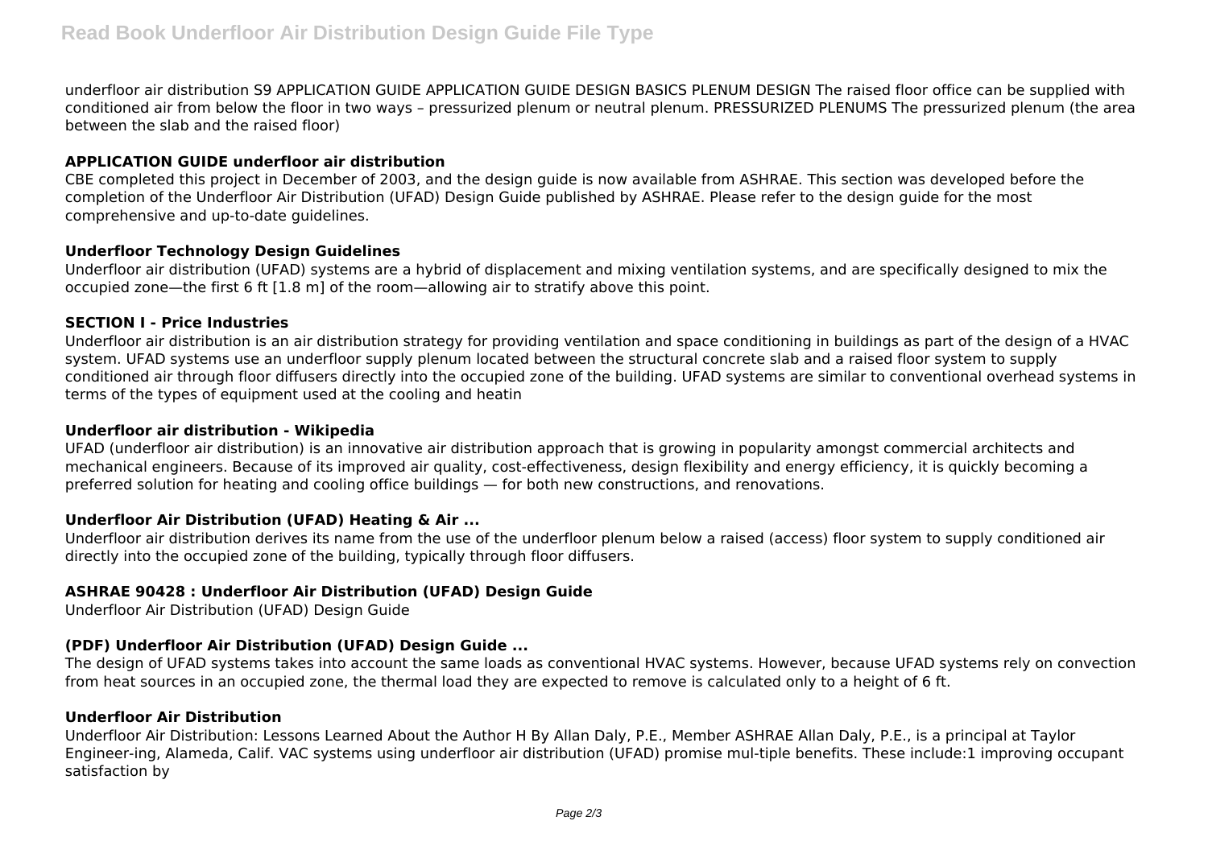underfloor air distribution S9 APPLICATION GUIDE APPLICATION GUIDE DESIGN BASICS PLENUM DESIGN The raised floor office can be supplied with conditioned air from below the floor in two ways – pressurized plenum or neutral plenum. PRESSURIZED PLENUMS The pressurized plenum (the area between the slab and the raised floor)

**APPLICATION GUIDE underfloor air distribution**

CBE completed this project in December of 2003, and the design guide is now available from ASHRAE. This section was developed before the completion of the Underfloor Air Distribution (UFAD) Design Guide published by ASHRAE. Please refer to the design guide for the most comprehensive and up-to-date guidelines.

**Underfloor Technology Design Guidelines**

Underfloor air distribution (UFAD) systems are a hybrid of displacement and mixing ventilation systems, and are specifically designed to mix the occupied zone—the first 6 ft [1.8 m] of the room—allowing air to stratify above this point.

**SECTION I - Price Industries**

Underfloor air distribution is an air distribution strategy for providing ventilation and space conditioning in buildings as part of the design of a HVAC system. UFAD systems use an underfloor supply plenum located between the structural concrete slab and a raised floor system to supply conditioned air through floor diffusers directly into the occupied zone of the building. UFAD systems are similar to conventional overhead systems in terms of the types of equipment used at the cooling and heatin

**Underfloor air distribution - Wikipedia**

UFAD (underfloor air distribution) is an innovative air distribution approach that is growing in popularity amongst commercial architects and mechanical engineers. Because of its improved air quality, cost-effectiveness, design flexibility and energy efficiency, it is quickly becoming a preferred solution for heating and cooling office buildings — for both new constructions, and renovations.

**Underfloor Air Distribution (UFAD) Heating & Air ...**

Underfloor air distribution derives its name from the use of the underfloor plenum below a raised (access) floor system to supply conditioned air directly into the occupied zone of the building, typically through floor diffusers.

**ASHRAE 90428 : Underfloor Air Distribution (UFAD) Design Guide**

Underfloor Air Distribution (UFAD) Design Guide

**(PDF) Underfloor Air Distribution (UFAD) Design Guide ...**

The design of UFAD systems takes into account the same loads as conventional HVAC systems. However, because UFAD systems rely on convection from heat sources in an occupied zone, the thermal load they are expected to remove is calculated only to a height of 6 ft.

**Underfloor Air Distribution**

Underfloor Air Distribution: Lessons Learned About the Author H By Allan Daly, P.E., Member ASHRAE Allan Daly, P.E., is a principal at Taylor Engineer-ing, Alameda, Calif. VAC systems using underfloor air distribution (UFAD) promise mul-tiple benefits. These include:1 improving occupant satisfaction by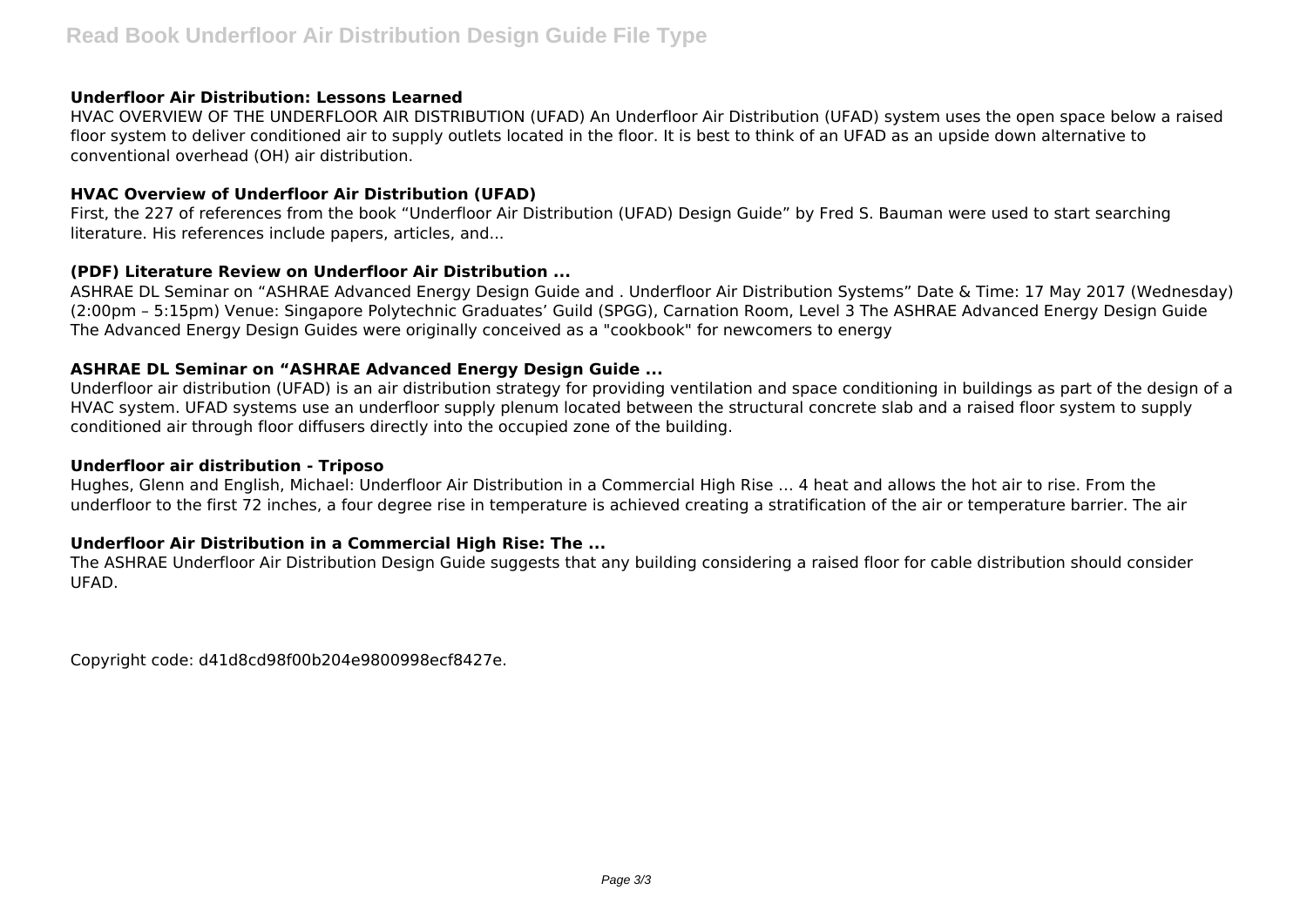### Underfloor Air Distribution: Lessons Learned

HVAC OVERVIEW OF THE UNDERFLOOR AIR DISTRIBUTION (UFAD) An Underfloor Air Distribution (UFAD) system uses the open space below a raised floor system to deliver conditioned air to supply outlets located in the floor. It is best to think of an UFAD as an upside down alternative to conventional overhead (OH) air distribution.

### HVAC Overview of Underfloor Air Distribution (UFAD)

First, the 227 of references from the book "Underfloor Air Distribution (UFAD) Design Guide" by Fred S. Bauman were used to start searching literature. His references include papers, articles, and...

### (PDF) Literature Review on Underfloor Air Distribution ...

ASHRAE DL Seminar on "ASHRAE Advanced Energy Design Guide and . Underfloor Air Distribution Systems" Date & Time: 17 May 2017 (Wednesday) (2:00pm – 5:15pm) Venue: Singapore Polytechnic Graduates' Guild (SPGG), Carnation Room, Level 3 The ASHRAE Advanced Energy Design Guide The Advanced Energy Design Guides were originally conceived as a "cookbook" for newcomers to energy

### ASHRAE DL Seminar on "ASHRAE Advanced Energy Design Guide ...

Underfloor air distribution (UFAD) is an air distribution strategy for providing ventilation and space conditioning in buildings as part of the design of a HVAC system. UFAD systems use an underfloor supply plenum located between the structural concrete slab and a raised floor system to supply conditioned air through floor diffusers directly into the occupied zone of the building.

### Underfloor air distribution - Triposo

Hughes, Glenn and English, Michael: Underfloor Air Distribution in a Commercial High Rise … 4 heat and allows the hot air to rise. From the underfloor to the first 72 inches, a four degree rise in temperature is achieved creating a stratification of the air or temperature barrier. The air

### Underfloor Air Distribution in a Commercial High Rise: The ...

The ASHRAE Underfloor Air Distribution Design Guide suggests that any building considering a raised floor for cable distribution should consider UFAD.

Copyright code: d41d8cd98f00b204e9800998ecf8427e.